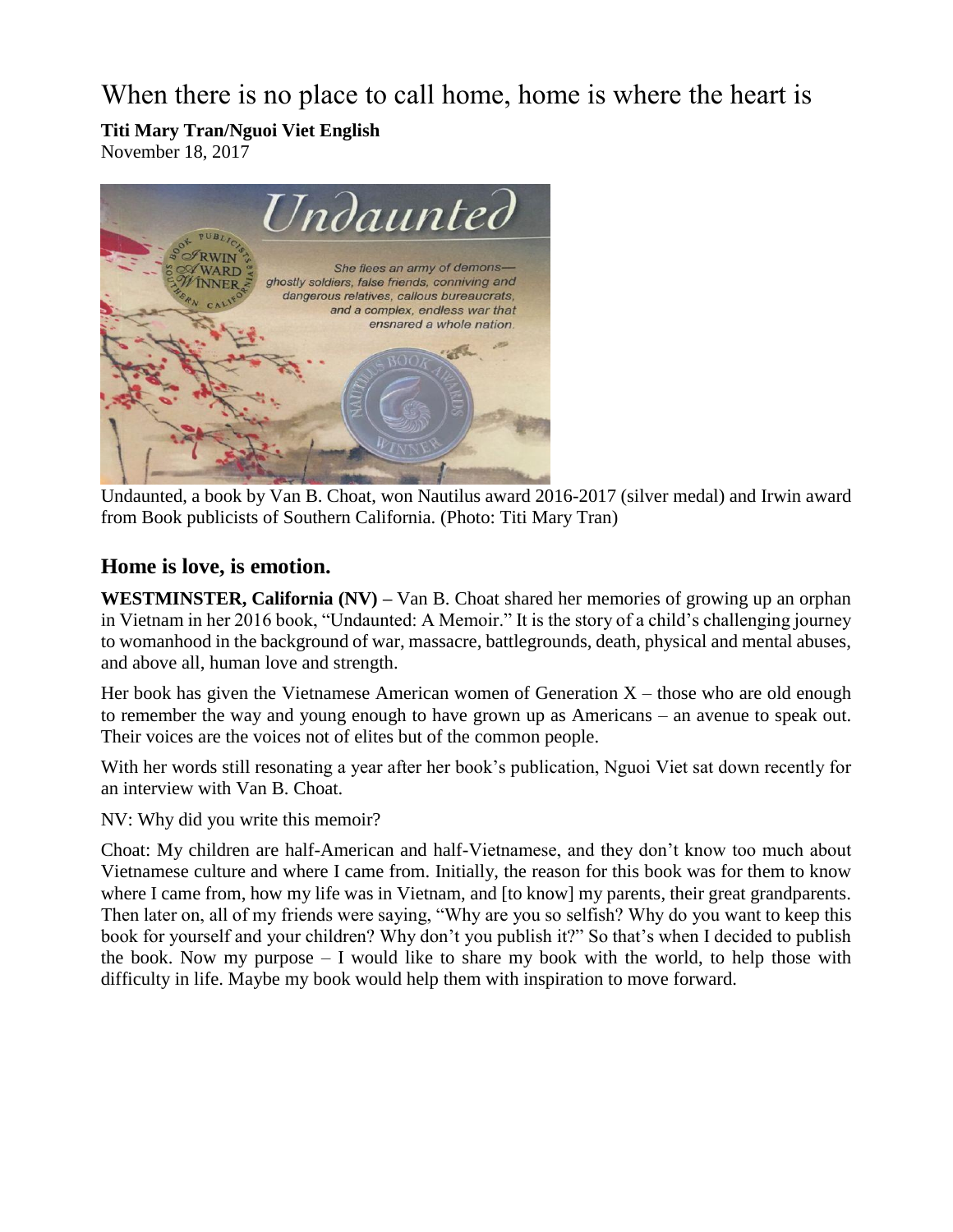# When there is no place to call home, home is where the heart is

**Titi Mary Tran/Nguoi Viet English**
November 18, 2017

Undaunted, a book by Van B. Choat, won Nautilus award 2016-2017 (silver medal) and Irwin award from Book publicists of Southern California. (Photo: Titi Mary Tran)

## Home is love, is emotion.

**WESTMINSTER, California (NV) –** Van B. Choat shared her memories of growing up an orphan in Vietnam in her 2016 book, "Undaunted: A Memoir." It is the story of a child's challenging journey to womanhood in the background of war, massacre, battlegrounds, death, physical and mental abuses, and above all, human love and strength.

Her book has given the Vietnamese American women of Generation X – those who are old enough to remember the way and young enough to have grown up as Americans – an avenue to speak out. Their voices are the voices not of elites but of the common people.

With her words still resonating a year after her book's publication, Nguoi Viet sat down recently for an interview with Van B. Choat.

NV: Why did you write this memoir?

Choat: My children are half-American and half-Vietnamese, and they don't know too much about Vietnamese culture and where I came from. Initially, the reason for this book was for them to know where I came from, how my life was in Vietnam, and [to know] my parents, their great grandparents. Then later on, all of my friends were saying, "Why are you so selfish? Why do you want to keep this book for yourself and your children? Why don't you publish it?" So that's when I decided to publish the book. Now my purpose – I would like to share my book with the world, to help those with difficulty in life. Maybe my book would help them with inspiration to move forward.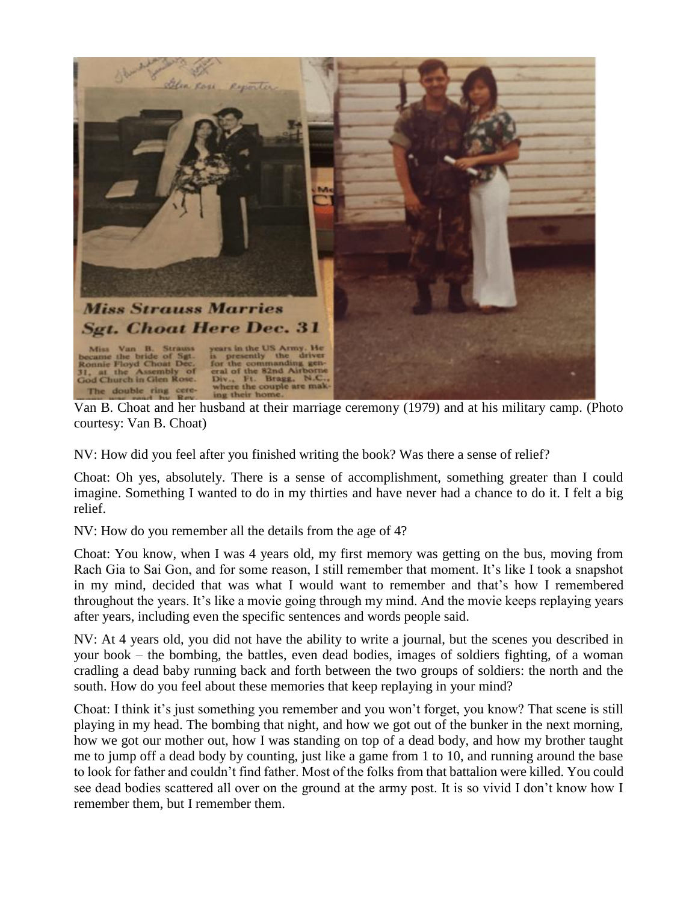Van B. Choat and her husband at their marriage ceremony (1979) and at his military camp. (Photo courtesy: Van B. Choat)

NV: How did you feel after you finished writing the book? Was there a sense of relief?

Choat: Oh yes, absolutely. There is a sense of accomplishment, something greater than I could imagine. Something I wanted to do in my thirties and have never had a chance to do it. I felt a big relief.

NV: How do you remember all the details from the age of 4?

Choat: You know, when I was 4 years old, my first memory was getting on the bus, moving from Rach Gia to Sai Gon, and for some reason, I still remember that moment. It's like I took a snapshot in my mind, decided that was what I would want to remember and that's how I remembered throughout the years. It's like a movie going through my mind. And the movie keeps replaying years after years, including even the specific sentences and words people said.

NV: At 4 years old, you did not have the ability to write a journal, but the scenes you described in your book – the bombing, the battles, even dead bodies, images of soldiers fighting, of a woman cradling a dead baby running back and forth between the two groups of soldiers: the north and the south. How do you feel about these memories that keep replaying in your mind?

Choat: I think it's just something you remember and you won't forget, you know? That scene is still playing in my head. The bombing that night, and how we got out of the bunker in the next morning, how we got our mother out, how I was standing on top of a dead body, and how my brother taught me to jump off a dead body by counting, just like a game from 1 to 10, and running around the base to look for father and couldn't find father. Most of the folks from that battalion were killed. You could see dead bodies scattered all over on the ground at the army post. It is so vivid I don't know how I remember them, but I remember them.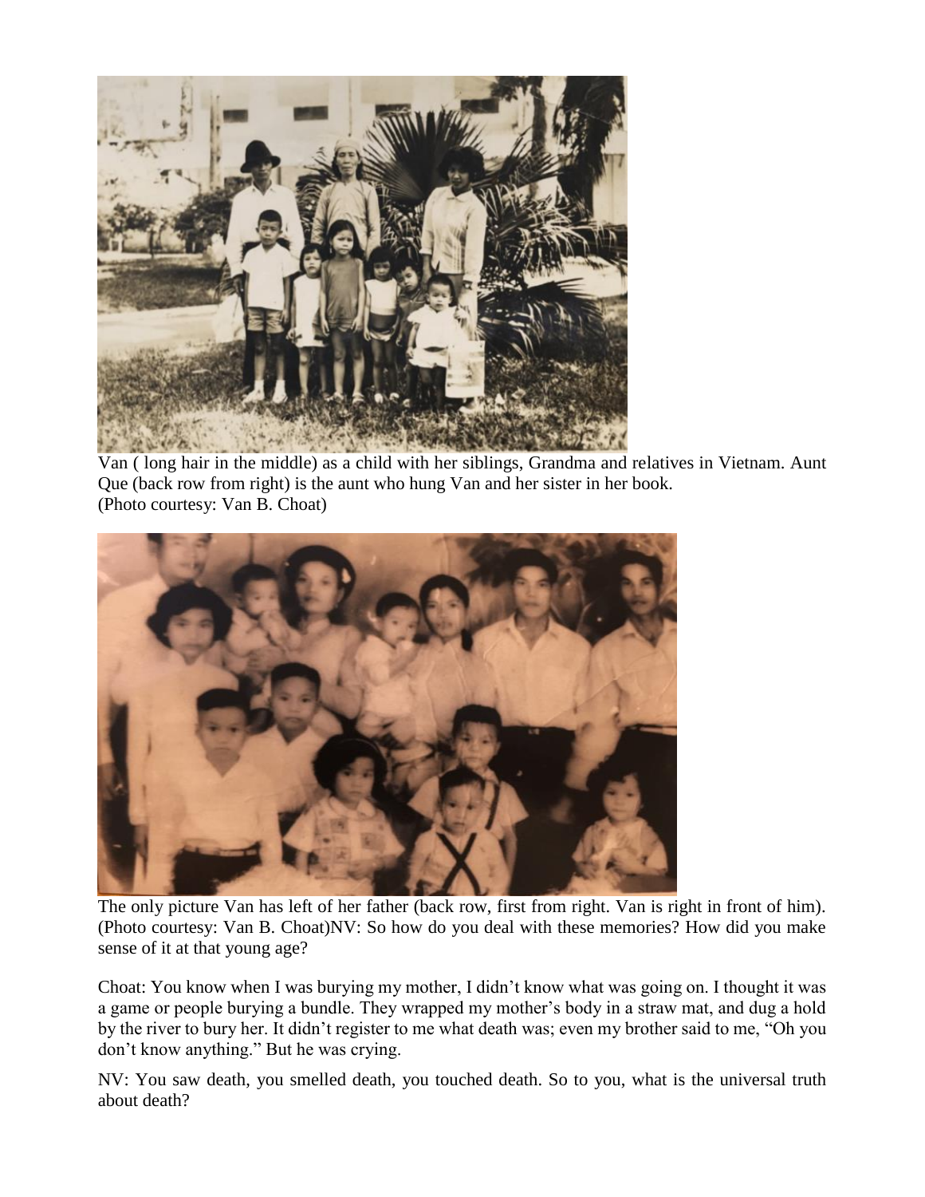Van ( long hair in the middle) as a child with her siblings, Grandma and relatives in Vietnam. Aunt Que (back row from right) is the aunt who hung Van and her sister in her book.
(Photo courtesy: Van B. Choat)

The only picture Van has left of her father (back row, first from right. Van is right in front of him).
(Photo courtesy: Van B. Choat)NV: So how do you deal with these memories? How did you make sense of it at that young age?

Choat: You know when I was burying my mother, I didn't know what was going on. I thought it was a game or people burying a bundle. They wrapped my mother's body in a straw mat, and dug a hold by the river to bury her. It didn't register to me what death was; even my brother said to me, "Oh you don't know anything." But he was crying.

NV: You saw death, you smelled death, you touched death. So to you, what is the universal truth about death?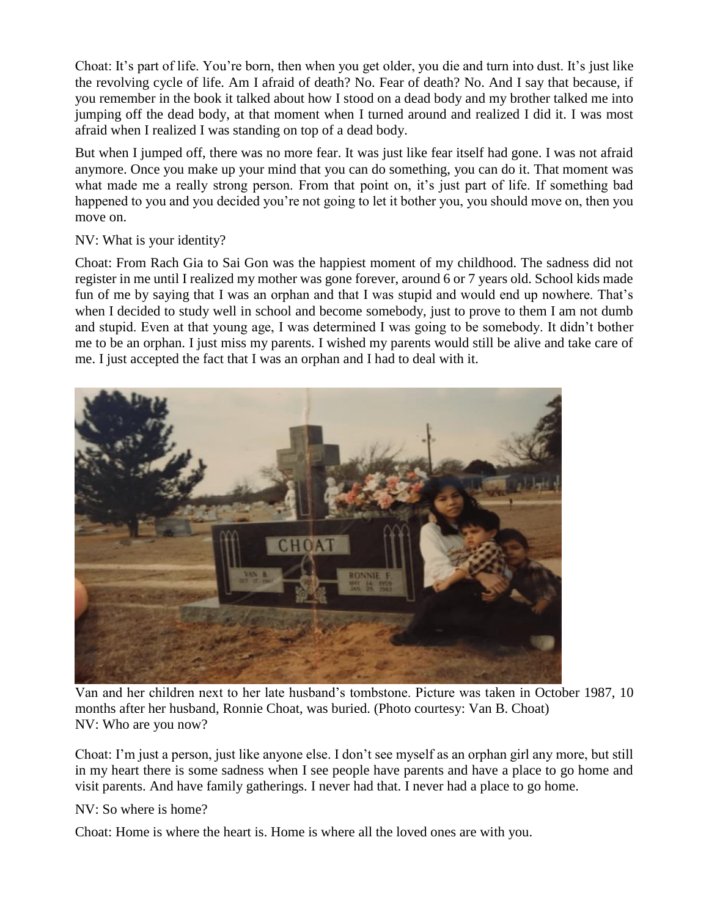Choat: It's part of life. You're born, then when you get older, you die and turn into dust. It's just like the revolving cycle of life. Am I afraid of death? No. Fear of death? No. And I say that because, if you remember in the book it talked about how I stood on a dead body and my brother talked me into jumping off the dead body, at that moment when I turned around and realized I did it. I was most afraid when I realized I was standing on top of a dead body.

But when I jumped off, there was no more fear. It was just like fear itself had gone. I was not afraid anymore. Once you make up your mind that you can do something, you can do it. That moment was what made me a really strong person. From that point on, it's just part of life. If something bad happened to you and you decided you're not going to let it bother you, you should move on, then you move on.

NV: What is your identity?

Choat: From Rach Gia to Sai Gon was the happiest moment of my childhood. The sadness did not register in me until I realized my mother was gone forever, around 6 or 7 years old. School kids made fun of me by saying that I was an orphan and that I was stupid and would end up nowhere. That's when I decided to study well in school and become somebody, just to prove to them I am not dumb and stupid. Even at that young age, I was determined I was going to be somebody. It didn't bother me to be an orphan. I just miss my parents. I wished my parents would still be alive and take care of me. I just accepted the fact that I was an orphan and I had to deal with it.

Van and her children next to her late husband's tombstone. Picture was taken in October 1987, 10 months after her husband, Ronnie Choat, was buried. (Photo courtesy: Van B. Choat)

NV: Who are you now?

Choat: I'm just a person, just like anyone else. I don't see myself as an orphan girl any more, but still in my heart there is some sadness when I see people have parents and have a place to go home and visit parents. And have family gatherings. I never had that. I never had a place to go home.

NV: So where is home?

Choat: Home is where the heart is. Home is where all the loved ones are with you.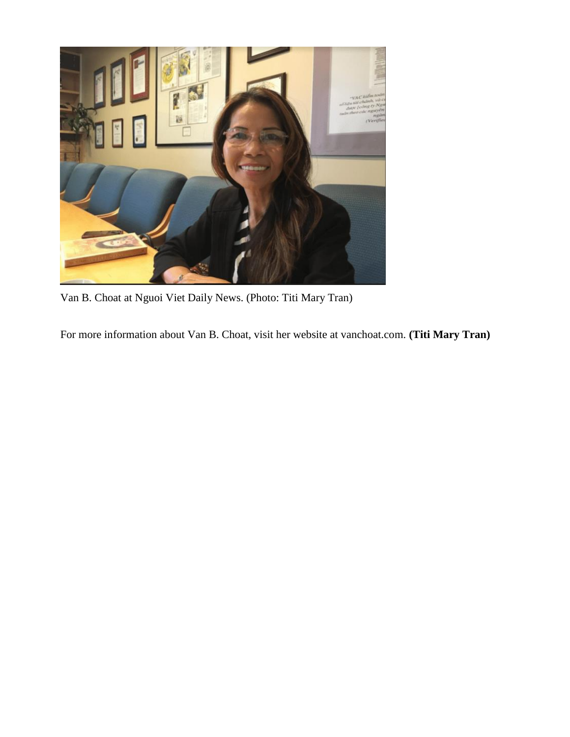Van B. Choat at Nguoi Viet Daily News. (Photo: Titi Mary Tran)

For more information about Van B. Choat, visit her website at vanchoat.com. **(Titi Mary Tran)**